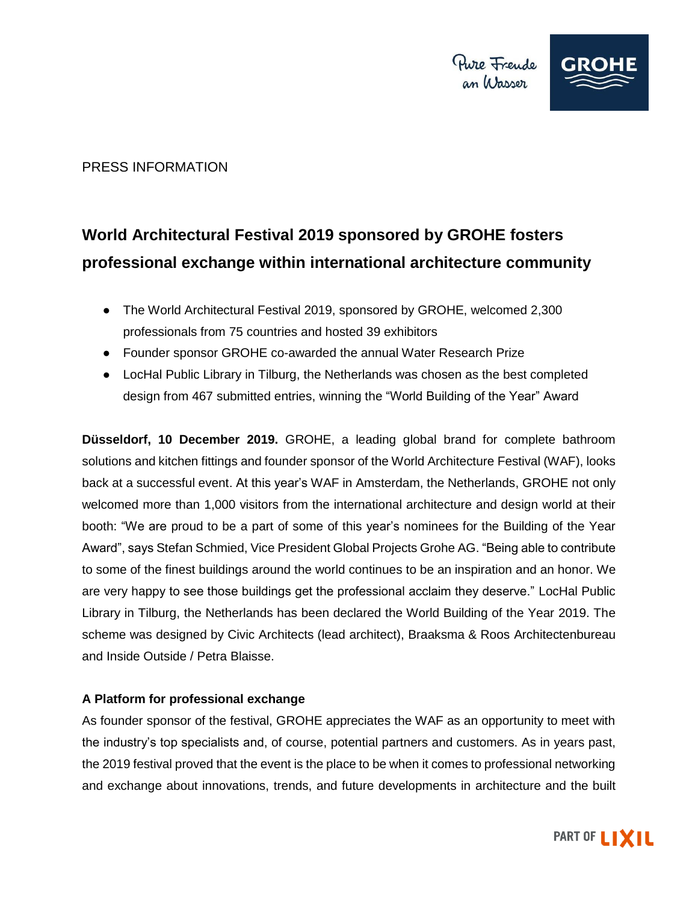PRESS INFORMATION

# World Architectural Festival 2019 sponsored by GROHE fosters professional exchange within international architecture community

- The World Architectural Festival 2019, sponsored by GROHE, welcomed 2,300 professionals from 75 countries and hosted 39 exhibitors
- Founder sponsor GROHE co-awarded the annual Water Research Prize
- LocHal Public Library in Tilburg, the Netherlands was chosen as the best completed design from 467 submitted entries, winning the "World Building of the Year" Award

**Düsseldorf, 10 December 2019.** GROHE, a leading global brand for complete bathroom solutions and kitchen fittings and founder sponsor of the World Architecture Festival (WAF), looks back at a successful event. At this year's WAF in Amsterdam, the Netherlands, GROHE not only welcomed more than 1,000 visitors from the international architecture and design world at their booth: "We are proud to be a part of some of this year's nominees for the Building of the Year Award", says Stefan Schmied, Vice President Global Projects Grohe AG. "Being able to contribute to some of the finest buildings around the world continues to be an inspiration and an honor. We are very happy to see those buildings get the professional acclaim they deserve." LocHal Public Library in Tilburg, the Netherlands has been declared the World Building of the Year 2019. The scheme was designed by Civic Architects (lead architect), Braaksma & Roos Architectenbureau and Inside Outside / Petra Blaisse.

## A Platform for professional exchange

As founder sponsor of the festival, GROHE appreciates the WAF as an opportunity to meet with the industry's top specialists and, of course, potential partners and customers. As in years past, the 2019 festival proved that the event is the place to be when it comes to professional networking and exchange about innovations, trends, and future developments in architecture and the built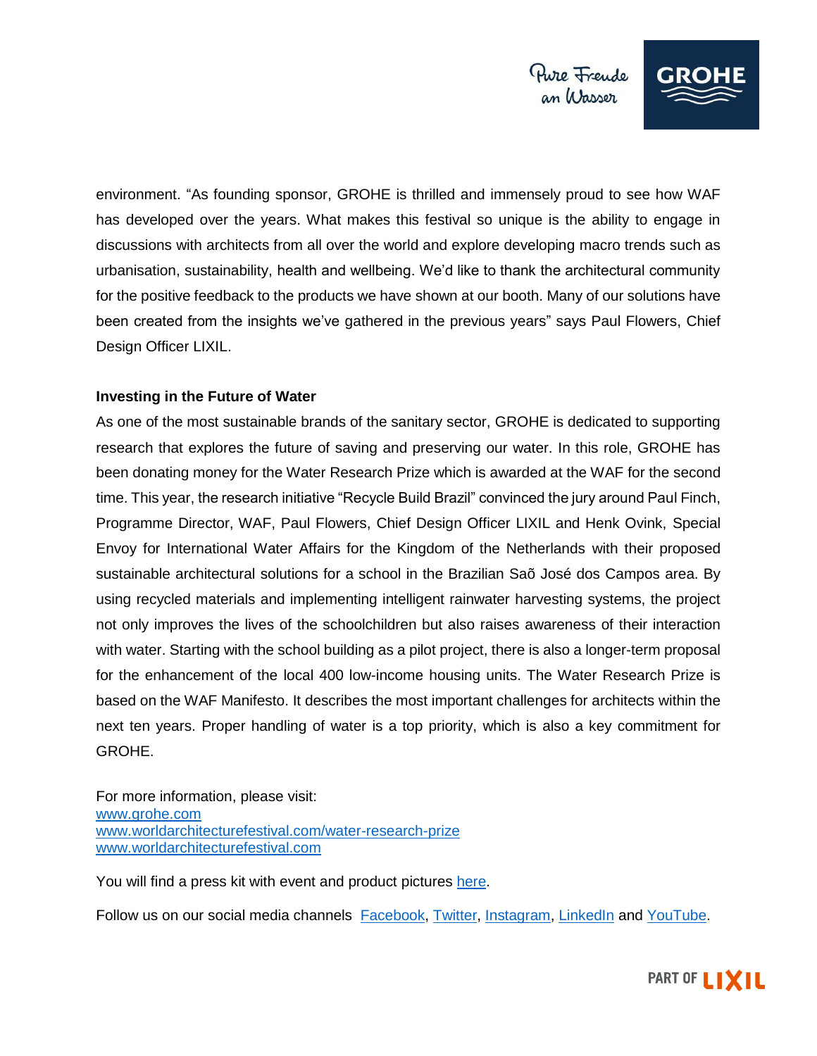environment. "As founding sponsor, GROHE is thrilled and immensely proud to see how WAF has developed over the years. What makes this festival so unique is the ability to engage in discussions with architects from all over the world and explore developing macro trends such as urbanisation, sustainability, health and wellbeing. We'd like to thank the architectural community for the positive feedback to the products we have shown at our booth. Many of our solutions have been created from the insights we've gathered in the previous years" says Paul Flowers, Chief Design Officer LIXIL.

**Investing in the Future of Water**

As one of the most sustainable brands of the sanitary sector, GROHE is dedicated to supporting research that explores the future of saving and preserving our water. In this role, GROHE has been donating money for the Water Research Prize which is awarded at the WAF for the second time. This year, the research initiative "Recycle Build Brazil" convinced the jury around Paul Finch, Programme Director, WAF, Paul Flowers, Chief Design Officer LIXIL and Henk Ovink, Special Envoy for International Water Affairs for the Kingdom of the Netherlands with their proposed sustainable architectural solutions for a school in the Brazilian Saõ José dos Campos area. By using recycled materials and implementing intelligent rainwater harvesting systems, the project not only improves the lives of the schoolchildren but also raises awareness of their interaction with water. Starting with the school building as a pilot project, there is also a longer-term proposal for the enhancement of the local 400 low-income housing units. The Water Research Prize is based on the WAF Manifesto. It describes the most important challenges for architects within the next ten years. Proper handling of water is a top priority, which is also a key commitment for GROHE.

For more information, please visit:
[www.grohe.com](www.grohe.com)
[www.worldarchitecturefestival.com/water-research-prize](www.worldarchitecturefestival.com/water-research-prize)
[www.worldarchitecturefestival.com](www.worldarchitecturefestival.com)

You will find a press kit with event and product pictures here.

Follow us on our social media channels Facebook, Twitter, Instagram, LinkedIn and YouTube.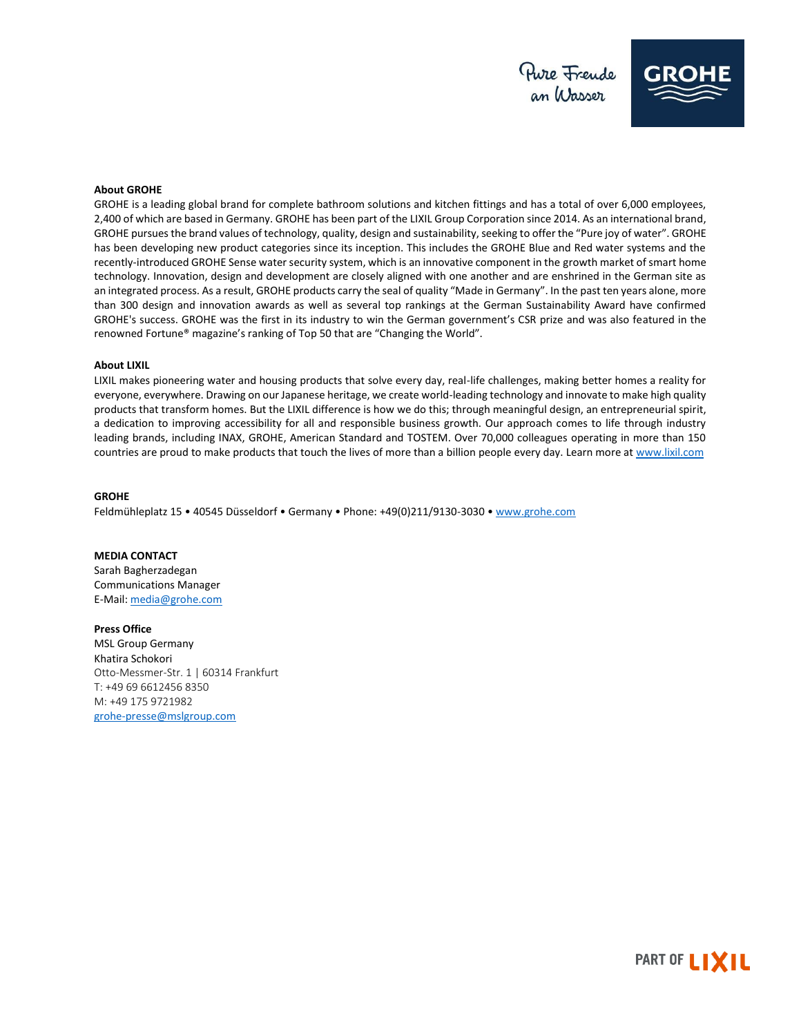**About GROHE**

GROHE is a leading global brand for complete bathroom solutions and kitchen fittings and has a total of over 6,000 employees, 2,400 of which are based in Germany. GROHE has been part of the LIXIL Group Corporation since 2014. As an international brand, GROHE pursues the brand values of technology, quality, design and sustainability, seeking to offer the "Pure joy of water". GROHE has been developing new product categories since its inception. This includes the GROHE Blue and Red water systems and the recently-introduced GROHE Sense water security system, which is an innovative component in the growth market of smart home technology. Innovation, design and development are closely aligned with one another and are enshrined in the German site as an integrated process. As a result, GROHE products carry the seal of quality "Made in Germany". In the past ten years alone, more than 300 design and innovation awards as well as several top rankings at the German Sustainability Award have confirmed GROHE's success. GROHE was the first in its industry to win the German government's CSR prize and was also featured in the renowned Fortune® magazine's ranking of Top 50 that are "Changing the World".

**About LIXIL**

LIXIL makes pioneering water and housing products that solve every day, real-life challenges, making better homes a reality for everyone, everywhere. Drawing on our Japanese heritage, we create world-leading technology and innovate to make high quality products that transform homes. But the LIXIL difference is how we do this; through meaningful design, an entrepreneurial spirit, a dedication to improving accessibility for all and responsible business growth. Our approach comes to life through industry leading brands, including INAX, GROHE, American Standard and TOSTEM. Over 70,000 colleagues operating in more than 150 countries are proud to make products that touch the lives of more than a billion people every day. Learn more at www.lixil.com

**GROHE**

Feldmühleplatz 15 • 40545 Düsseldorf • Germany • Phone: +49(0)211/9130-3030 • www.grohe.com

**MEDIA CONTACT**

Sarah Bagherzadegan
Communications Manager
E-Mail: media@grohe.com

**Press Office**

MSL Group Germany
Khatira Schokori
Otto-Messmer-Str. 1 | 60314 Frankfurt
T: +49 69 6612456 8350
M: +49 175 9721982
grohe-presse@mslgroup.com